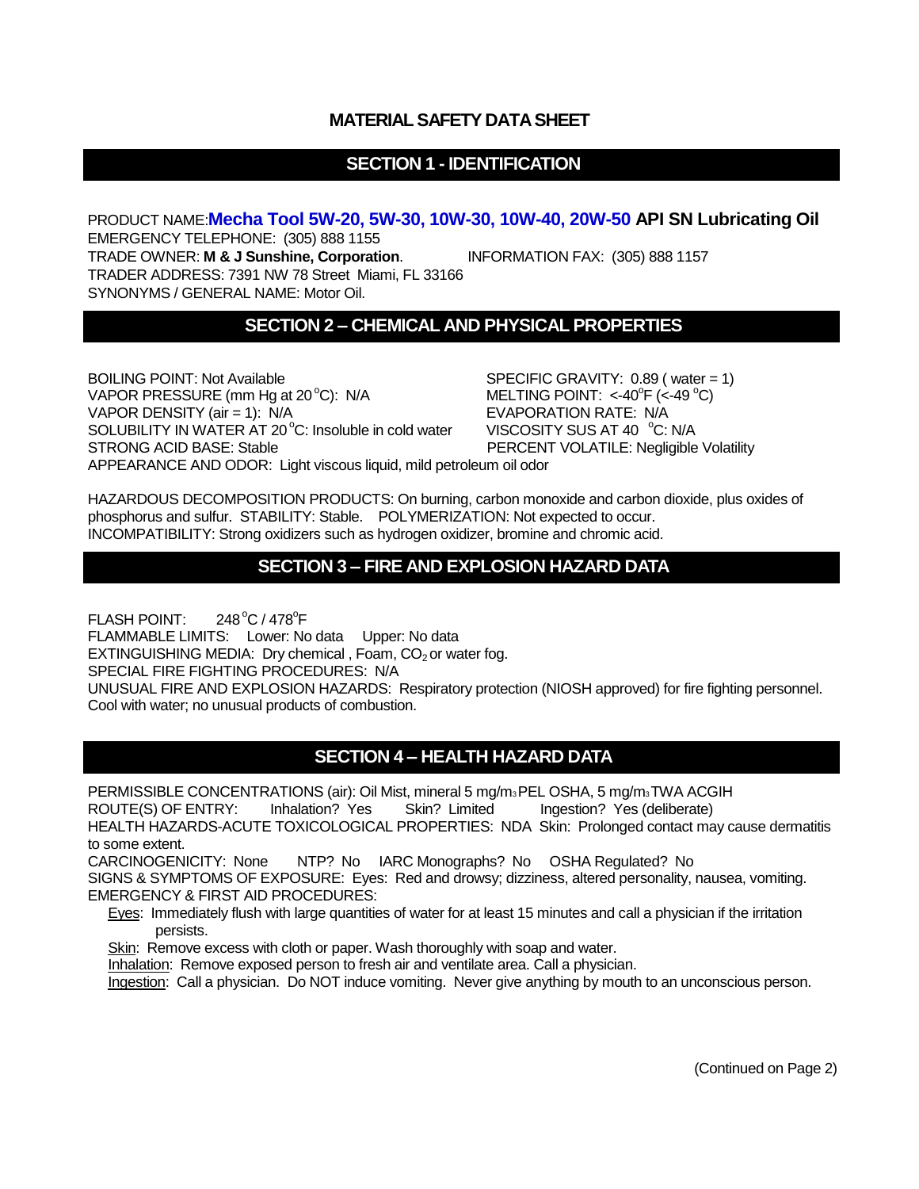# MATERIAL SAFETY DATA SHEET

## SECTION 1 - IDENTIFICATION

PRODUCT NAME: **Mecha Tool 5W-20, 5W-30, 10W-30, 10W-40, 20W-50 API SN Lubricating Oil**

EMERGENCY TELEPHONE: (305) 888 1155

TRADE OWNER: **M & J Sunshine, Corporation**. INFORMATION FAX: (305) 888 1157

TRADER ADDRESS: 7391 NW 78 Street Miami, FL 33166

SYNONYMS / GENERAL NAME: Motor Oil.

## SECTION 2 – CHEMICAL AND PHYSICAL PROPERTIES

BOILING POINT: Not Available

VAPOR PRESSURE (mm Hg at 20 °C): N/A

VAPOR DENSITY (air = 1): N/A

SOLUBILITY IN WATER AT 20 °C: Insoluble in cold water

STRONG ACID BASE: Stable

SPECIFIC GRAVITY: 0.89 ( water = 1)

MELTING POINT: <-40°F (<-49 °C)

EVAPORATION RATE: N/A

VISCOSITY SUS AT 40 °C: N/A

PERCENT VOLATILE: Negligible Volatility

APPEARANCE AND ODOR: Light viscous liquid, mild petroleum oil odor

HAZARDOUS DECOMPOSITION PRODUCTS: On burning, carbon monoxide and carbon dioxide, plus oxides of phosphorus and sulfur. STABILITY: Stable. POLYMERIZATION: Not expected to occur.

INCOMPATIBILITY: Strong oxidizers such as hydrogen oxidizer, bromine and chromic acid.

## SECTION 3 – FIRE AND EXPLOSION HAZARD DATA

FLASH POINT: 248 °C / 478°F

FLAMMABLE LIMITS: Lower: No data Upper: No data

EXTINGUISHING MEDIA: Dry chemical , Foam, $CO_2$ or water fog.

SPECIAL FIRE FIGHTING PROCEDURES: N/A

UNUSUAL FIRE AND EXPLOSION HAZARDS: Respiratory protection (NIOSH approved) for fire fighting personnel. Cool with water; no unusual products of combustion.

## SECTION 4 – HEALTH HAZARD DATA

PERMISSIBLE CONCENTRATIONS (air): Oil Mist, mineral 5 $mg/m^3$ PEL OSHA, 5 $mg/m^3$ TWA ACGIH

ROUTE(S) OF ENTRY: Inhalation? Yes Skin? Limited Ingestion? Yes (deliberate)

HEALTH HAZARDS-ACUTE TOXICOLOGICAL PROPERTIES: NDA Skin: Prolonged contact may cause dermatitis to some extent.

CARCINOGENICITY: None NTP? No IARC Monographs? No OSHA Regulated? No

SIGNS & SYMPTOMS OF EXPOSURE: Eyes: Red and drowsy; dizziness, altered personality, nausea, vomiting.

EMERGENCY & FIRST AID PROCEDURES:

- Eyes: Immediately flush with large quantities of water for at least 15 minutes and call a physician if the irritation persists.
- Skin: Remove excess with cloth or paper. Wash thoroughly with soap and water.
- Inhalation: Remove exposed person to fresh air and ventilate area. Call a physician.
- Ingestion: Call a physician. Do NOT induce vomiting. Never give anything by mouth to an unconscious person.

(Continued on Page 2)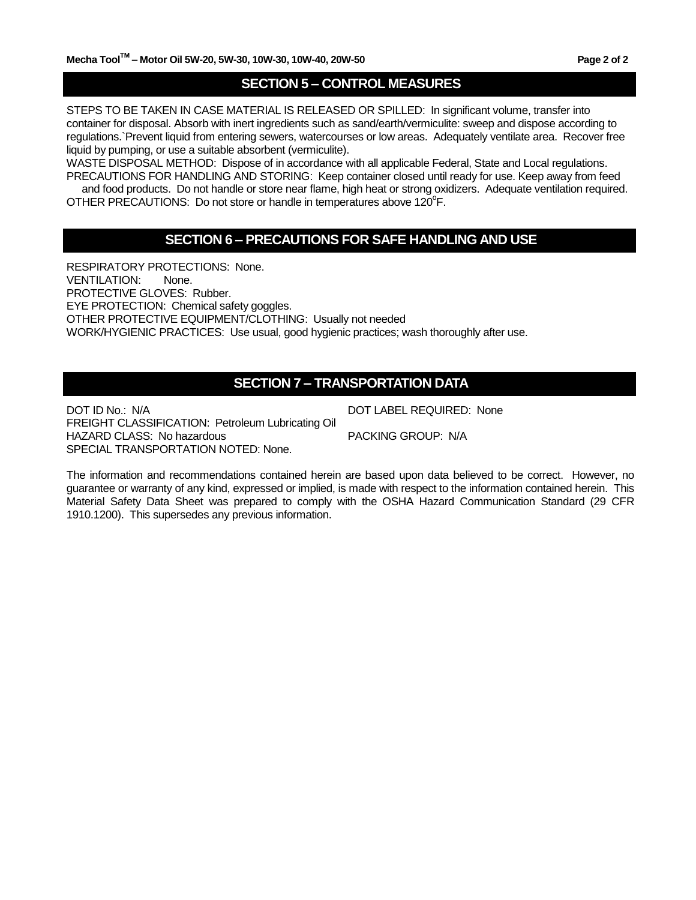## SECTION 5 – CONTROL MEASURES

STEPS TO BE TAKEN IN CASE MATERIAL IS RELEASED OR SPILLED: In significant volume, transfer into container for disposal. Absorb with inert ingredients such as sand/earth/vermiculite: sweep and dispose according to regulations.`Prevent liquid from entering sewers, watercourses or low areas. Adequately ventilate area. Recover free liquid by pumping, or use a suitable absorbent (vermiculite).

WASTE DISPOSAL METHOD: Dispose of in accordance with all applicable Federal, State and Local regulations.

PRECAUTIONS FOR HANDLING AND STORING: Keep container closed until ready for use. Keep away from feed and food products. Do not handle or store near flame, high heat or strong oxidizers. Adequate ventilation required.

OTHER PRECAUTIONS: Do not store or handle in temperatures above 120°F.

## SECTION 6 – PRECAUTIONS FOR SAFE HANDLING AND USE

RESPIRATORY PROTECTIONS: None.

VENTILATION: None.

PROTECTIVE GLOVES: Rubber.

EYE PROTECTION: Chemical safety goggles.

OTHER PROTECTIVE EQUIPMENT/CLOTHING: Usually not needed

WORK/HYGIENIC PRACTICES: Use usual, good hygienic practices; wash thoroughly after use.

## SECTION 7 – TRANSPORTATION DATA

DOT ID No.: N/A

DOT LABEL REQUIRED: None

FREIGHT CLASSIFICATION: Petroleum Lubricating Oil

HAZARD CLASS: No hazardous

PACKING GROUP: N/A

SPECIAL TRANSPORTATION NOTED: None.

The information and recommendations contained herein are based upon data believed to be correct. However, no guarantee or warranty of any kind, expressed or implied, is made with respect to the information contained herein. This Material Safety Data Sheet was prepared to comply with the OSHA Hazard Communication Standard (29 CFR 1910.1200). This supersedes any previous information.